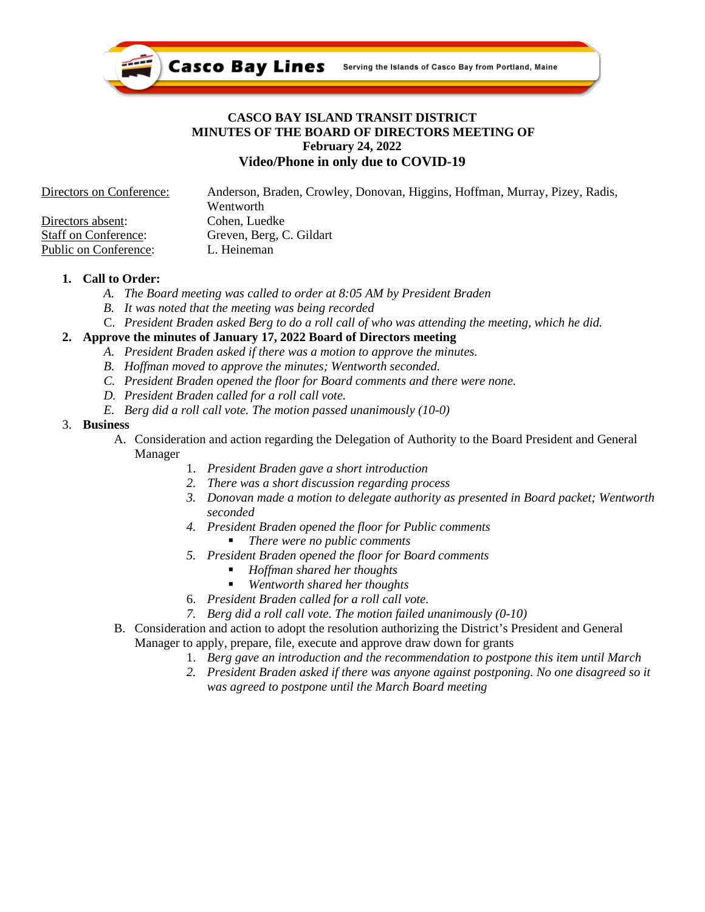Casco Bay Lines — Serving the Islands of Casco Bay from Portland, Maine

# CASCO BAY ISLAND TRANSIT DISTRICT
## MINUTES OF THE BOARD OF DIRECTORS MEETING OF
## February 24, 2022
## Video/Phone in only due to COVID-19

Directors on Conference: Anderson, Braden, Crowley, Donovan, Higgins, Hoffman, Murray, Pizey, Radis, Wentworth
Directors absent: Cohen, Luedke
Staff on Conference: Greven, Berg, C. Gildart
Public on Conference: L. Heineman

1. **Call to Order:**
   - A. *The Board meeting was called to order at 8:05 AM by President Braden*
   - B. *It was noted that the meeting was being recorded*
   - C. *President Braden asked Berg to do a roll call of who was attending the meeting, which he did.*
2. **Approve the minutes of January 17, 2022 Board of Directors meeting**
   - A. *President Braden asked if there was a motion to approve the minutes.*
   - B. *Hoffman moved to approve the minutes; Wentworth seconded.*
   - C. *President Braden opened the floor for Board comments and there were none.*
   - D. *President Braden called for a roll call vote.*
   - E. *Berg did a roll call vote. The motion passed unanimously (10-0)*
3. **Business**
   - A. Consideration and action regarding the Delegation of Authority to the Board President and General Manager
     1. *President Braden gave a short introduction*
     2. *There was a short discussion regarding process*
     3. *Donovan made a motion to delegate authority as presented in Board packet; Wentworth seconded*
     4. *President Braden opened the floor for Public comments*
        - *There were no public comments*
     5. *President Braden opened the floor for Board comments*
        - *Hoffman shared her thoughts*
        - *Wentworth shared her thoughts*
     6. *President Braden called for a roll call vote.*
     7. *Berg did a roll call vote. The motion failed unanimously (0-10)*
   - B. Consideration and action to adopt the resolution authorizing the District's President and General Manager to apply, prepare, file, execute and approve draw down for grants
     1. *Berg gave an introduction and the recommendation to postpone this item until March*
     2. *President Braden asked if there was anyone against postponing. No one disagreed so it was agreed to postpone until the March Board meeting*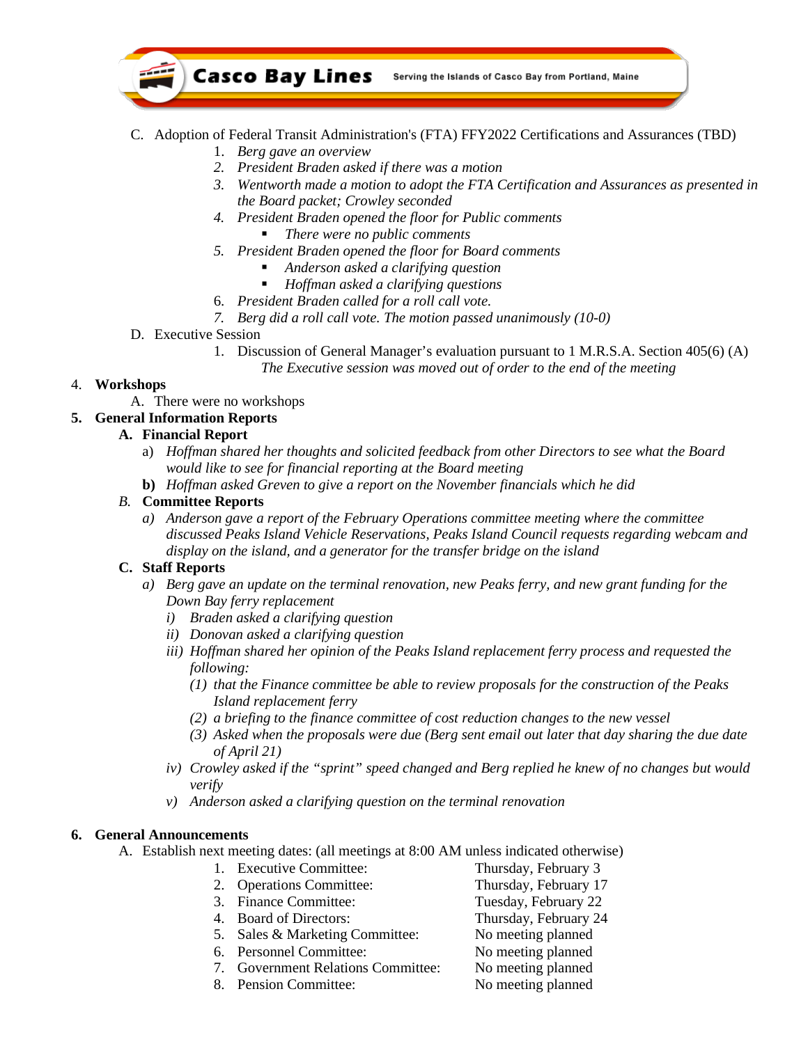C. Adoption of Federal Transit Administration's (FTA) FFY2022 Certifications and Assurances (TBD)

1. *Berg gave an overview*
2. *President Braden asked if there was a motion*
3. *Wentworth made a motion to adopt the FTA Certification and Assurances as presented in the Board packet; Crowley seconded*
4. *President Braden opened the floor for Public comments*
   - *There were no public comments*
5. *President Braden opened the floor for Board comments*
   - *Anderson asked a clarifying question*
   - *Hoffman asked a clarifying questions*
6. *President Braden called for a roll call vote.*
7. *Berg did a roll call vote. The motion passed unanimously (10-0)*

D. Executive Session

1. Discussion of General Manager's evaluation pursuant to 1 M.R.S.A. Section 405(6) (A)
   *The Executive session was moved out of order to the end of the meeting*

4. **Workshops**

A. There were no workshops

5. **General Information Reports**

**A. Financial Report**

a) *Hoffman shared her thoughts and solicited feedback from other Directors to see what the Board would like to see for financial reporting at the Board meeting*

**b)** *Hoffman asked Greven to give a report on the November financials which he did*

*B.* **Committee Reports**

*a) Anderson gave a report of the February Operations committee meeting where the committee discussed Peaks Island Vehicle Reservations, Peaks Island Council requests regarding webcam and display on the island, and a generator for the transfer bridge on the island*

**C. Staff Reports**

*a) Berg gave an update on the terminal renovation, new Peaks ferry, and new grant funding for the Down Bay ferry replacement*
   - *i) Braden asked a clarifying question*
   - *ii) Donovan asked a clarifying question*
   - *iii) Hoffman shared her opinion of the Peaks Island replacement ferry process and requested the following:*
     - *(1) that the Finance committee be able to review proposals for the construction of the Peaks Island replacement ferry*
     - *(2) a briefing to the finance committee of cost reduction changes to the new vessel*
     - *(3) Asked when the proposals were due (Berg sent email out later that day sharing the due date of April 21)*
   - *iv) Crowley asked if the "sprint" speed changed and Berg replied he knew of no changes but would verify*
   - *v) Anderson asked a clarifying question on the terminal renovation*

6. **General Announcements**

A. Establish next meeting dates: (all meetings at 8:00 AM unless indicated otherwise)

| | |
|---|---|
| 1. Executive Committee: | Thursday, February 3 |
| 2. Operations Committee: | Thursday, February 17 |
| 3. Finance Committee: | Tuesday, February 22 |
| 4. Board of Directors: | Thursday, February 24 |
| 5. Sales & Marketing Committee: | No meeting planned |
| 6. Personnel Committee: | No meeting planned |
| 7. Government Relations Committee: | No meeting planned |
| 8. Pension Committee: | No meeting planned |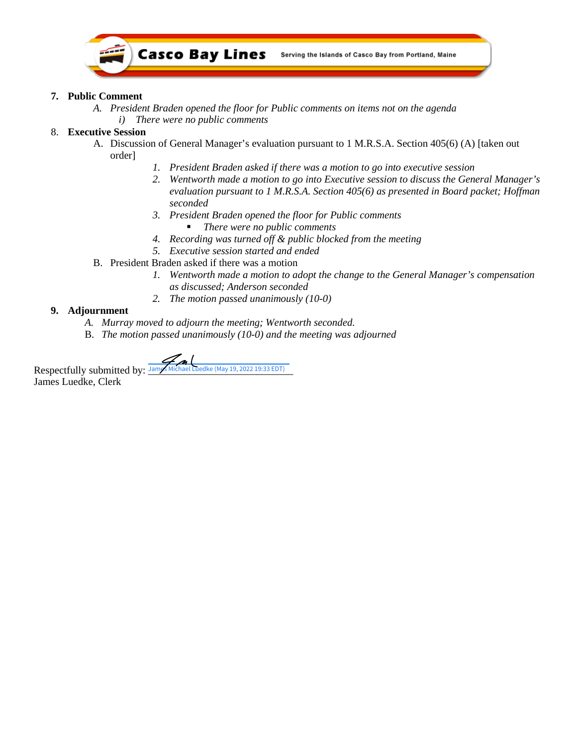**7. Public Comment**

*A. President Braden opened the floor for Public comments on items not on the agenda*

*i) There were no public comments*

8. **Executive Session**

A. Discussion of General Manager's evaluation pursuant to 1 M.R.S.A. Section 405(6) (A) [taken out order]

1. *President Braden asked if there was a motion to go into executive session*
2. *Wentworth made a motion to go into Executive session to discuss the General Manager's evaluation pursuant to 1 M.R.S.A. Section 405(6) as presented in Board packet; Hoffman seconded*
3. *President Braden opened the floor for Public comments*
   - *There were no public comments*
4. *Recording was turned off & public blocked from the meeting*
5. *Executive session started and ended*

B. President Braden asked if there was a motion

1. *Wentworth made a motion to adopt the change to the General Manager's compensation as discussed; Anderson seconded*
2. *The motion passed unanimously (10-0)*

**9. Adjournment**

*A. Murray moved to adjourn the meeting; Wentworth seconded.*

B. *The motion passed unanimously (10-0) and the meeting was adjourned*

Respectfully submitted by: James Michael Luedke (May 19, 2022 19:33 EDT)
James Luedke, Clerk